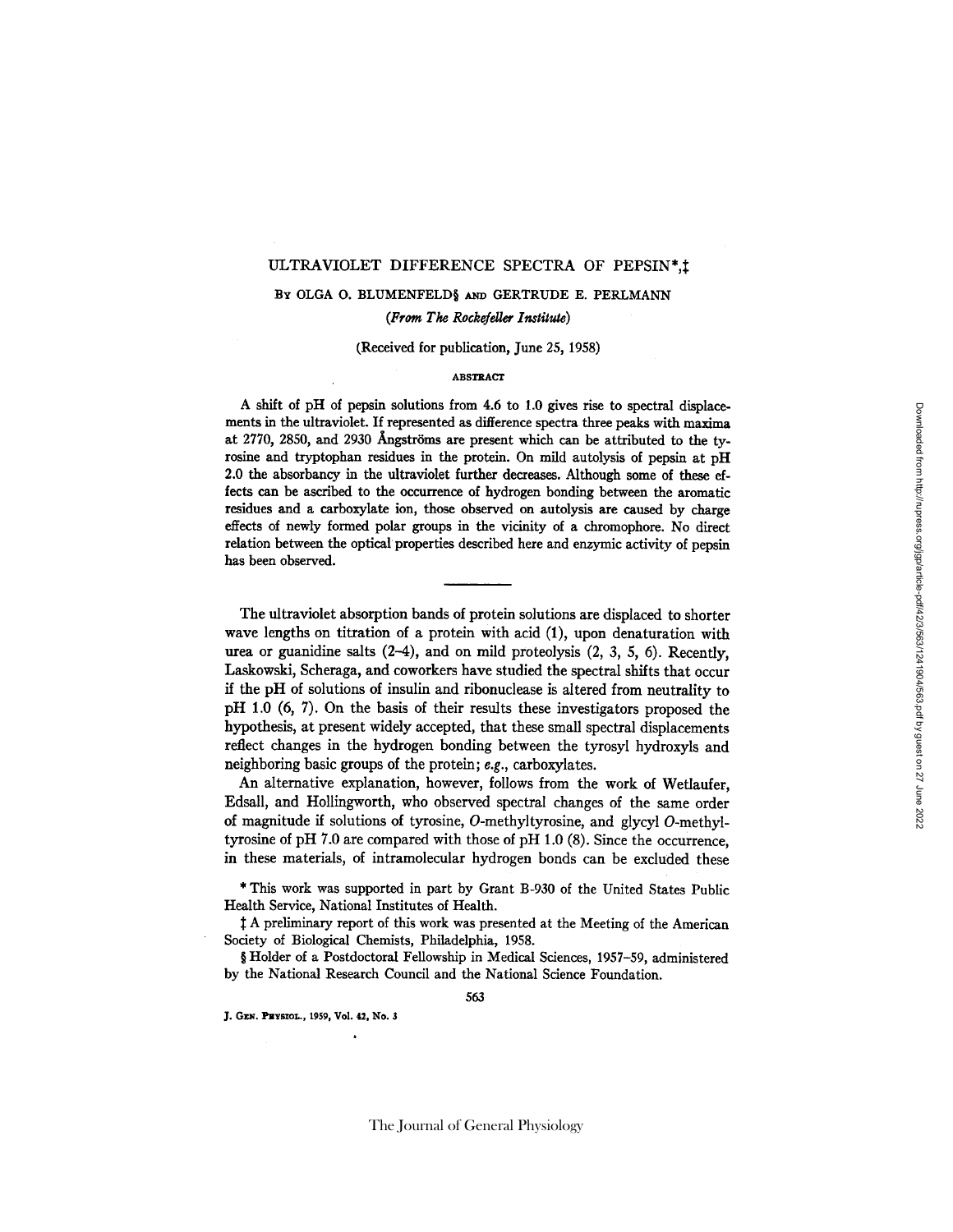# ULTRAVIOLET DIFFERENCE SPECTRA OF PEPSIN*,‡

By OLGA O. BLUMENFELD§ AND GERTRUDE E. PERLMANN

*(From The Rockefeller Institute)*

(Received for publication, June 25, 1958)

## ABSTRACT

A shift of pH of pepsin solutions from 4.6 to 1.0 gives rise to spectral displacements in the ultraviolet. If represented as difference spectra three peaks with maxima at 2770, 2850, and 2930 Ångströms are present which can be attributed to the tyrosine and tryptophan residues in the protein. On mild autolysis of pepsin at pH 2.0 the absorbancy in the ultraviolet further decreases. Although some of these effects can be ascribed to the occurrence of hydrogen bonding between the aromatic residues and a carboxylate ion, those observed on autolysis are caused by charge effects of newly formed polar groups in the vicinity of a chromophore. No direct relation between the optical properties described here and enzymic activity of pepsin has been observed.

---

The ultraviolet absorption bands of protein solutions are displaced to shorter wave lengths on titration of a protein with acid (1), upon denaturation with urea or guanidine salts (2–4), and on mild proteolysis (2, 3, 5, 6). Recently, Laskowski, Scheraga, and coworkers have studied the spectral shifts that occur if the pH of solutions of insulin and ribonuclease is altered from neutrality to pH 1.0 (6, 7). On the basis of their results these investigators proposed the hypothesis, at present widely accepted, that these small spectral displacements reflect changes in the hydrogen bonding between the tyrosyl hydroxyls and neighboring basic groups of the protein; *e.g.*, carboxylates.

An alternative explanation, however, follows from the work of Wetlaufer, Edsall, and Hollingworth, who observed spectral changes of the same order of magnitude if solutions of tyrosine, *O*-methyltyrosine, and glycyl *O*-methyltyrosine of pH 7.0 are compared with those of pH 1.0 (8). Since the occurrence, in these materials, of intramolecular hydrogen bonds can be excluded these

\* This work was supported in part by Grant B-930 of the United States Public Health Service, National Institutes of Health.

‡ A preliminary report of this work was presented at the Meeting of the American Society of Biological Chemists, Philadelphia, 1958.

§ Holder of a Postdoctoral Fellowship in Medical Sciences, 1957–59, administered by the National Research Council and the National Science Foundation.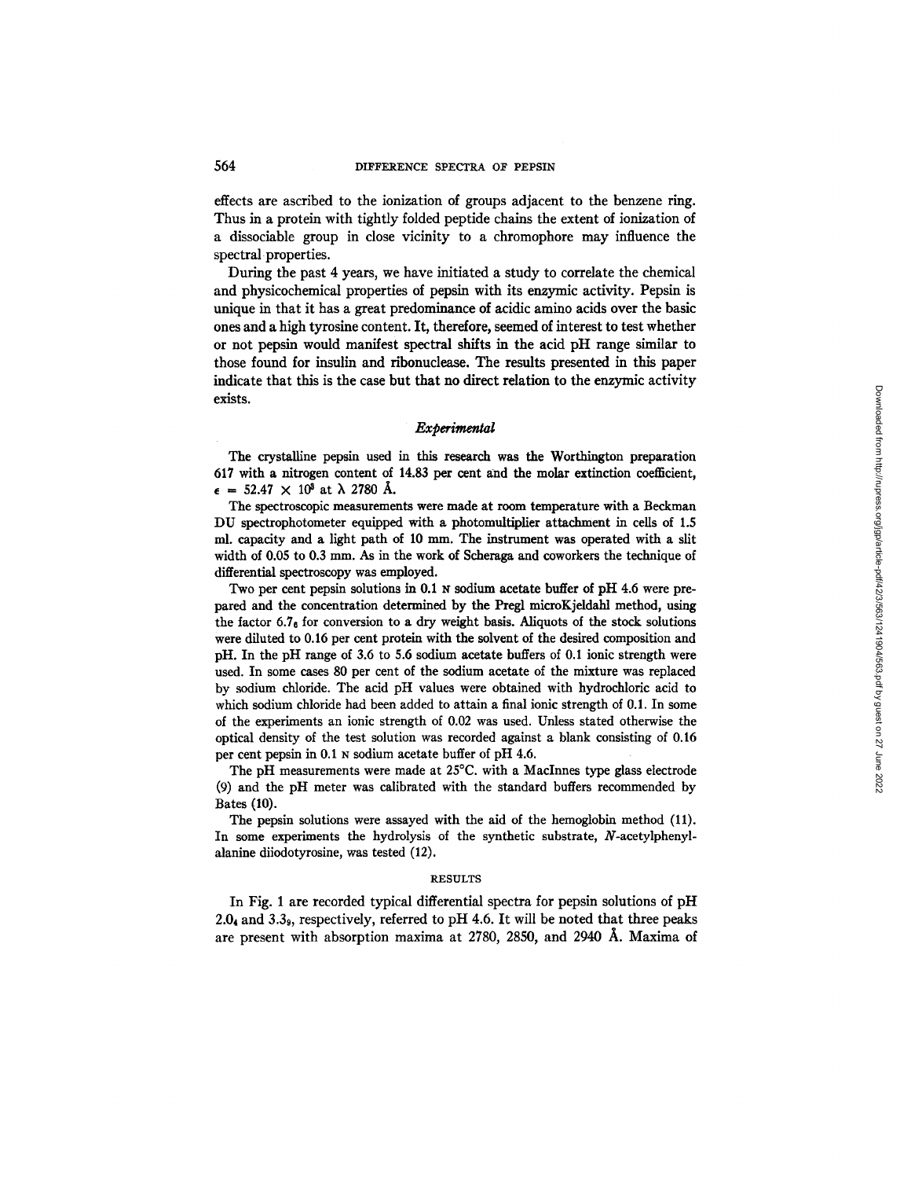effects are ascribed to the ionization of groups adjacent to the benzene ring. Thus in a protein with tightly folded peptide chains the extent of ionization of a dissociable group in close vicinity to a chromophore may influence the spectral properties.

During the past 4 years, we have initiated a study to correlate the chemical and physicochemical properties of pepsin with its enzymic activity. Pepsin is unique in that it has a great predominance of acidic amino acids over the basic ones and a high tyrosine content. It, therefore, seemed of interest to test whether or not pepsin would manifest spectral shifts in the acid pH range similar to those found for insulin and ribonuclease. The results presented in this paper indicate that this is the case but that no direct relation to the enzymic activity exists.

## *Experimental*

The crystalline pepsin used in this research was the Worthington preparation 617 with a nitrogen content of 14.83 per cent and the molar extinction coefficient, $\epsilon = 52.47 \times 10^3$ at $\lambda$ 2780 Å.

The spectroscopic measurements were made at room temperature with a Beckman DU spectrophotometer equipped with a photomultiplier attachment in cells of 1.5 ml. capacity and a light path of 10 mm. The instrument was operated with a slit width of 0.05 to 0.3 mm. As in the work of Scheraga and coworkers the technique of differential spectroscopy was employed.

Two per cent pepsin solutions in 0.1 N sodium acetate buffer of pH 4.6 were prepared and the concentration determined by the Pregl microKjeldahl method, using the factor $6.7_6$ for conversion to a dry weight basis. Aliquots of the stock solutions were diluted to 0.16 per cent protein with the solvent of the desired composition and pH. In the pH range of 3.6 to 5.6 sodium acetate buffers of 0.1 ionic strength were used. In some cases 80 per cent of the sodium acetate of the mixture was replaced by sodium chloride. The acid pH values were obtained with hydrochloric acid to which sodium chloride had been added to attain a final ionic strength of 0.1. In some of the experiments an ionic strength of 0.02 was used. Unless stated otherwise the optical density of the test solution was recorded against a blank consisting of 0.16 per cent pepsin in 0.1 N sodium acetate buffer of pH 4.6.

The pH measurements were made at 25°C. with a MacInnes type glass electrode (9) and the pH meter was calibrated with the standard buffers recommended by Bates (10).

The pepsin solutions were assayed with the aid of the hemoglobin method (11). In some experiments the hydrolysis of the synthetic substrate, *N*-acetylphenylalanine diiodotyrosine, was tested (12).

## RESULTS

In Fig. 1 are recorded typical differential spectra for pepsin solutions of pH $2.0_4$ and $3.3_9$, respectively, referred to pH 4.6. It will be noted that three peaks are present with absorption maxima at 2780, 2850, and 2940 Å. Maxima of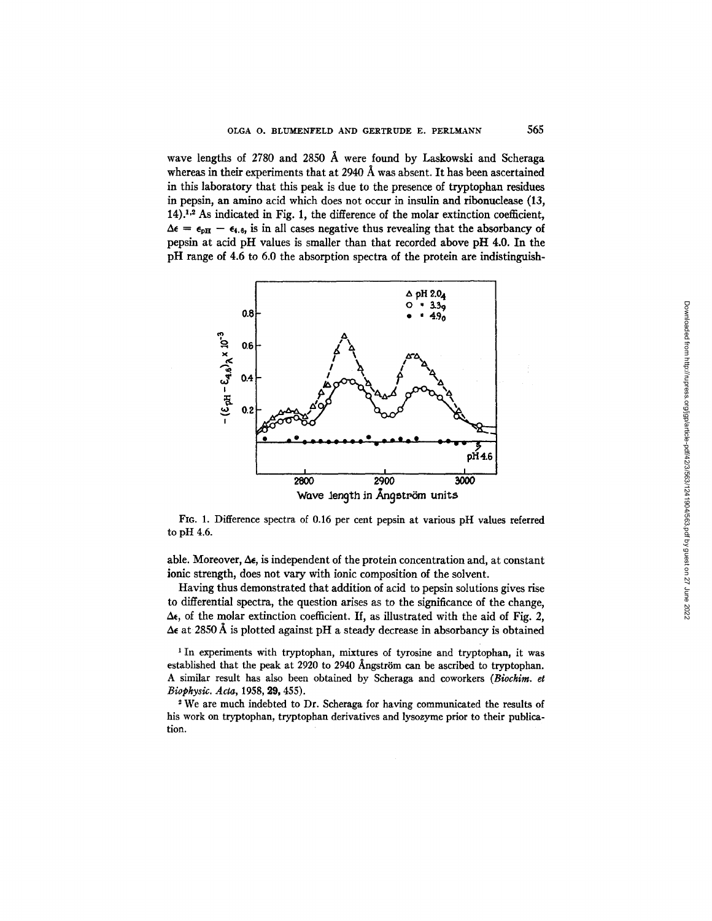wave lengths of 2780 and 2850 Å were found by Laskowski and Scheraga whereas in their experiments that at 2940 Å was absent. It has been ascertained in this laboratory that this peak is due to the presence of tryptophan residues in pepsin, an amino acid which does not occur in insulin and ribonuclease (13, 14).[1,2] As indicated in Fig. 1, the difference of the molar extinction coefficient, $\Delta\epsilon = \epsilon_{pH} - \epsilon_{4.6}$, is in all cases negative thus revealing that the absorbancy of pepsin at acid pH values is smaller than that recorded above pH 4.0. In the pH range of 4.6 to 6.0 the absorption spectra of the protein are indistinguishable. Moreover, $\Delta\epsilon$, is independent of the protein concentration and, at constant ionic strength, does not vary with ionic composition of the solvent.

FIG. 1. Difference spectra of 0.16 per cent pepsin at various pH values referred to pH 4.6.

Having thus demonstrated that addition of acid to pepsin solutions gives rise to differential spectra, the question arises as to the significance of the change, $\Delta\epsilon$, of the molar extinction coefficient. If, as illustrated with the aid of Fig. 2, $\Delta\epsilon$ at 2850 Å is plotted against pH a steady decrease in absorbancy is obtained

[1] In experiments with tryptophan, mixtures of tyrosine and tryptophan, it was established that the peak at 2920 to 2940 Ångström can be ascribed to tryptophan. A similar result has also been obtained by Scheraga and coworkers (*Biochim. et Biophysic. Acta*, 1958, **29,** 455).

[2] We are much indebted to Dr. Scheraga for having communicated the results of his work on tryptophan, tryptophan derivatives and lysozyme prior to their publication.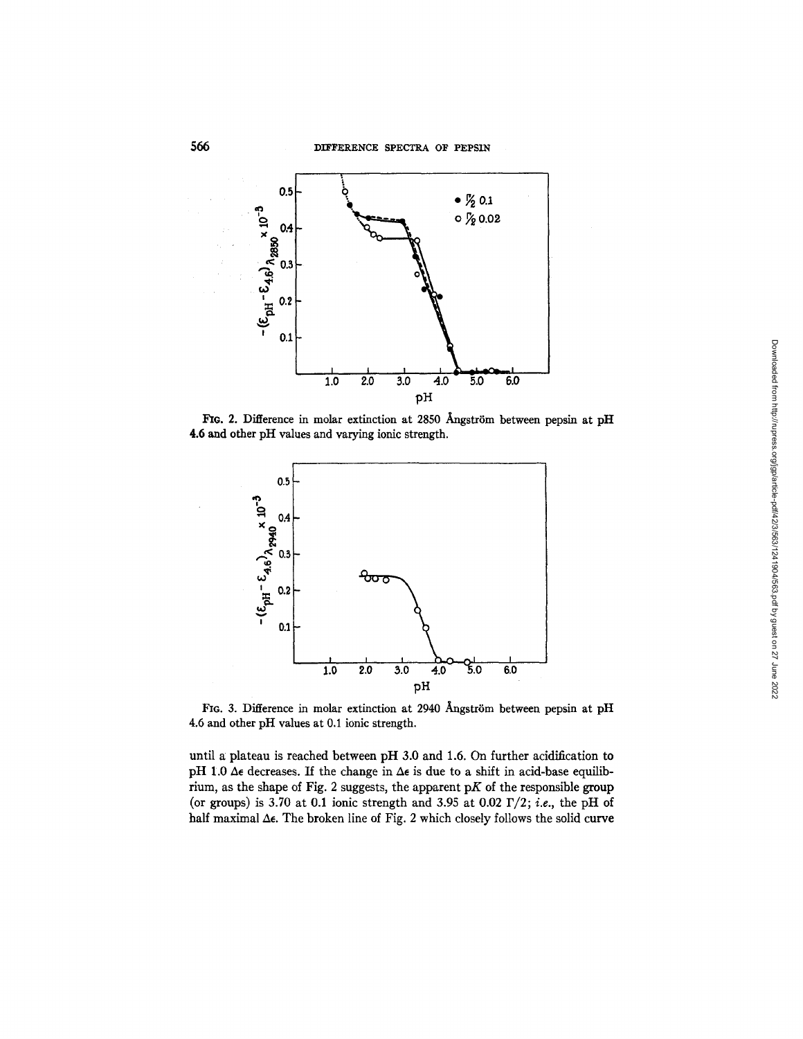FIG. 2. Difference in molar extinction at 2850 Ångström between pepsin at pH 4.6 and other pH values and varying ionic strength.

FIG. 3. Difference in molar extinction at 2940 Ångström between pepsin at pH 4.6 and other pH values at 0.1 ionic strength.

until a plateau is reached between pH 3.0 and 1.6. On further acidification to pH 1.0 $\Delta\epsilon$ decreases. If the change in $\Delta\epsilon$ is due to a shift in acid-base equilibrium, as the shape of Fig. 2 suggests, the apparent p$K$ of the responsible group (or groups) is 3.70 at 0.1 ionic strength and 3.95 at 0.02 $\Gamma/2$; *i.e.*, the pH of half maximal $\Delta\epsilon$. The broken line of Fig. 2 which closely follows the solid curve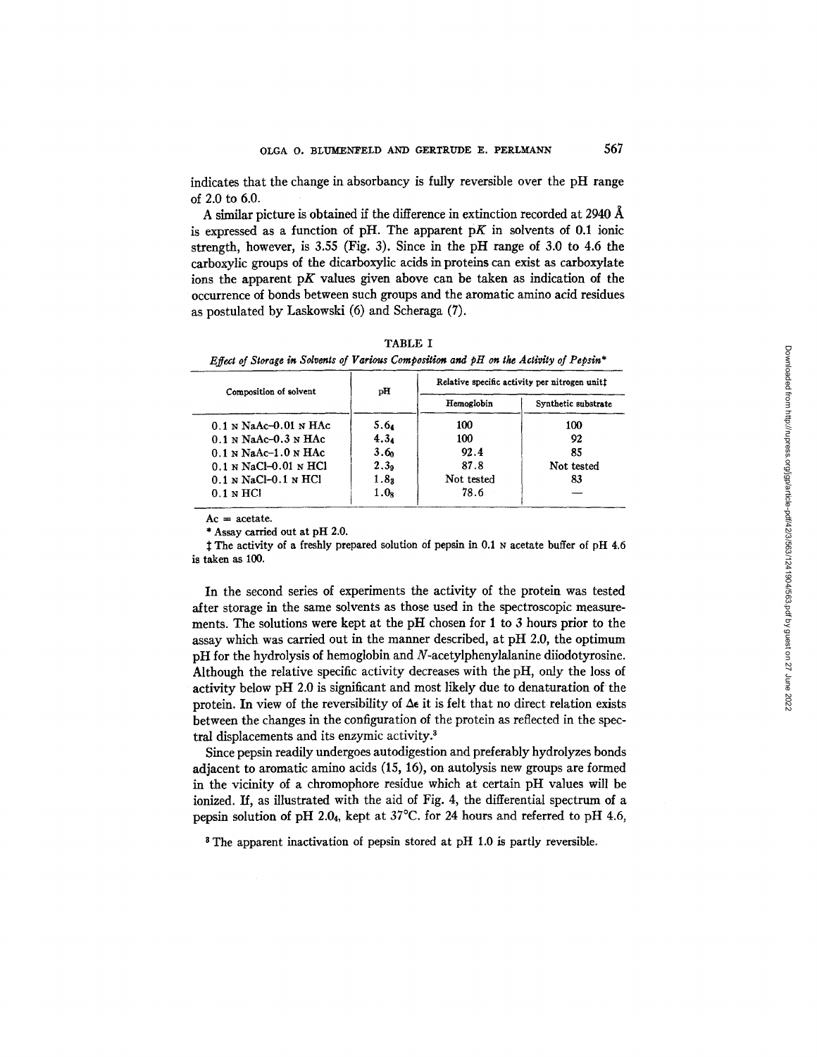indicates that the change in absorbancy is fully reversible over the pH range of 2.0 to 6.0.

A similar picture is obtained if the difference in extinction recorded at 2940 Å is expressed as a function of pH. The apparent p*K* in solvents of 0.1 ionic strength, however, is 3.55 (Fig. 3). Since in the pH range of 3.0 to 4.6 the carboxylic groups of the dicarboxylic acids in proteins can exist as carboxylate ions the apparent p*K* values given above can be taken as indication of the occurrence of bonds between such groups and the aromatic amino acid residues as postulated by Laskowski (6) and Scheraga (7).

TABLE I

*Effect of Storage in Solvents of Various Composition and pH on the Activity of Pepsin**

| Composition of solvent | pH | Relative specific activity per nitrogen unit‡ | |
|---|---|---|---|
| | | Hemoglobin | Synthetic substrate |
| 0.1 N NaAc–0.01 N HAc | $5.6_4$ | 100 | 100 |
| 0.1 N NaAc–0.3 N HAc | $4.3_4$ | 100 | 92 |
| 0.1 N NaAc–1.0 N HAc | $3.6_0$ | 92.4 | 85 |
| 0.1 N NaCl–0.01 N HCl | $2.3_9$ | 87.8 | Not tested |
| 0.1 N NaCl–0.1 N HCl | $1.8_8$ | Not tested | 83 |
| 0.1 N HCl | $1.0_8$ | 78.6 | — |

Ac = acetate.

\* Assay carried out at pH 2.0.

‡ The activity of a freshly prepared solution of pepsin in 0.1 N acetate buffer of pH 4.6 is taken as 100.

In the second series of experiments the activity of the protein was tested after storage in the same solvents as those used in the spectroscopic measurements. The solutions were kept at the pH chosen for 1 to 3 hours prior to the assay which was carried out in the manner described, at pH 2.0, the optimum pH for the hydrolysis of hemoglobin and *N*-acetylphenylalanine diiodotyrosine. Although the relative specific activity decreases with the pH, only the loss of activity below pH 2.0 is significant and most likely due to denaturation of the protein. In view of the reversibility of $\Delta\epsilon$ it is felt that no direct relation exists between the changes in the configuration of the protein as reflected in the spectral displacements and its enzymic activity.[3]

Since pepsin readily undergoes autodigestion and preferably hydrolyzes bonds adjacent to aromatic amino acids (15, 16), on autolysis new groups are formed in the vicinity of a chromophore residue which at certain pH values will be ionized. If, as illustrated with the aid of Fig. 4, the differential spectrum of a pepsin solution of pH $2.0_4$, kept at 37°C. for 24 hours and referred to pH 4.6,

[3] The apparent inactivation of pepsin stored at pH 1.0 is partly reversible.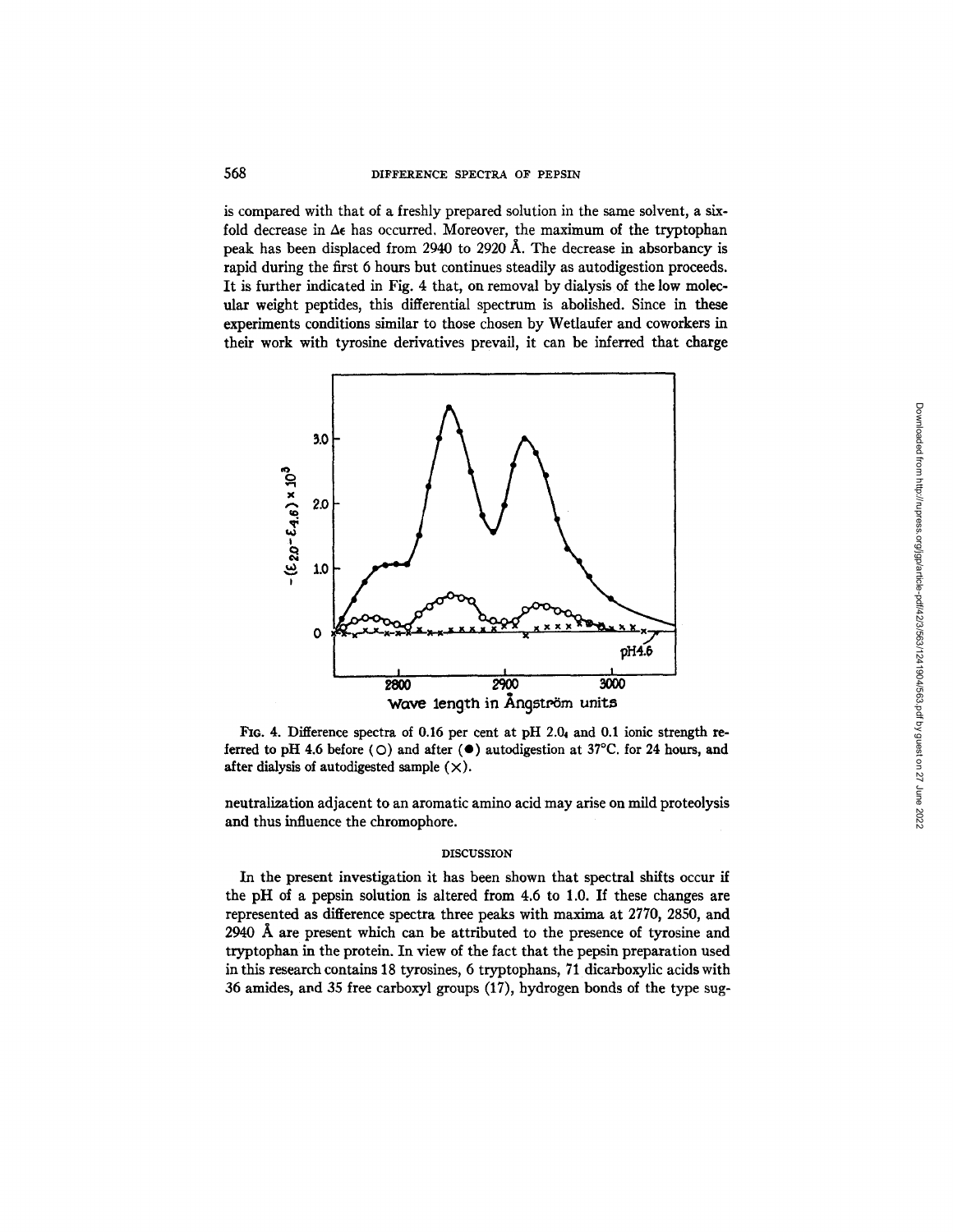is compared with that of a freshly prepared solution in the same solvent, a sixfold decrease in $\Delta\epsilon$ has occurred. Moreover, the maximum of the tryptophan peak has been displaced from 2940 to 2920 Å. The decrease in absorbancy is rapid during the first 6 hours but continues steadily as autodigestion proceeds. It is further indicated in Fig. 4 that, on removal by dialysis of the low molecular weight peptides, this differential spectrum is abolished. Since in these experiments conditions similar to those chosen by Wetlaufer and coworkers in their work with tyrosine derivatives prevail, it can be inferred that charge

FIG. 4. Difference spectra of 0.16 per cent at pH $2.0_4$ and 0.1 ionic strength referred to pH 4.6 before (○) and after (●) autodigestion at 37°C. for 24 hours, and after dialysis of autodigested sample (×).

neutralization adjacent to an aromatic amino acid may arise on mild proteolysis and thus influence the chromophore.

## DISCUSSION

In the present investigation it has been shown that spectral shifts occur if the pH of a pepsin solution is altered from 4.6 to 1.0. If these changes are represented as difference spectra three peaks with maxima at 2770, 2850, and 2940 Å are present which can be attributed to the presence of tyrosine and tryptophan in the protein. In view of the fact that the pepsin preparation used in this research contains 18 tyrosines, 6 tryptophans, 71 dicarboxylic acids with 36 amides, and 35 free carboxyl groups (17), hydrogen bonds of the type sug-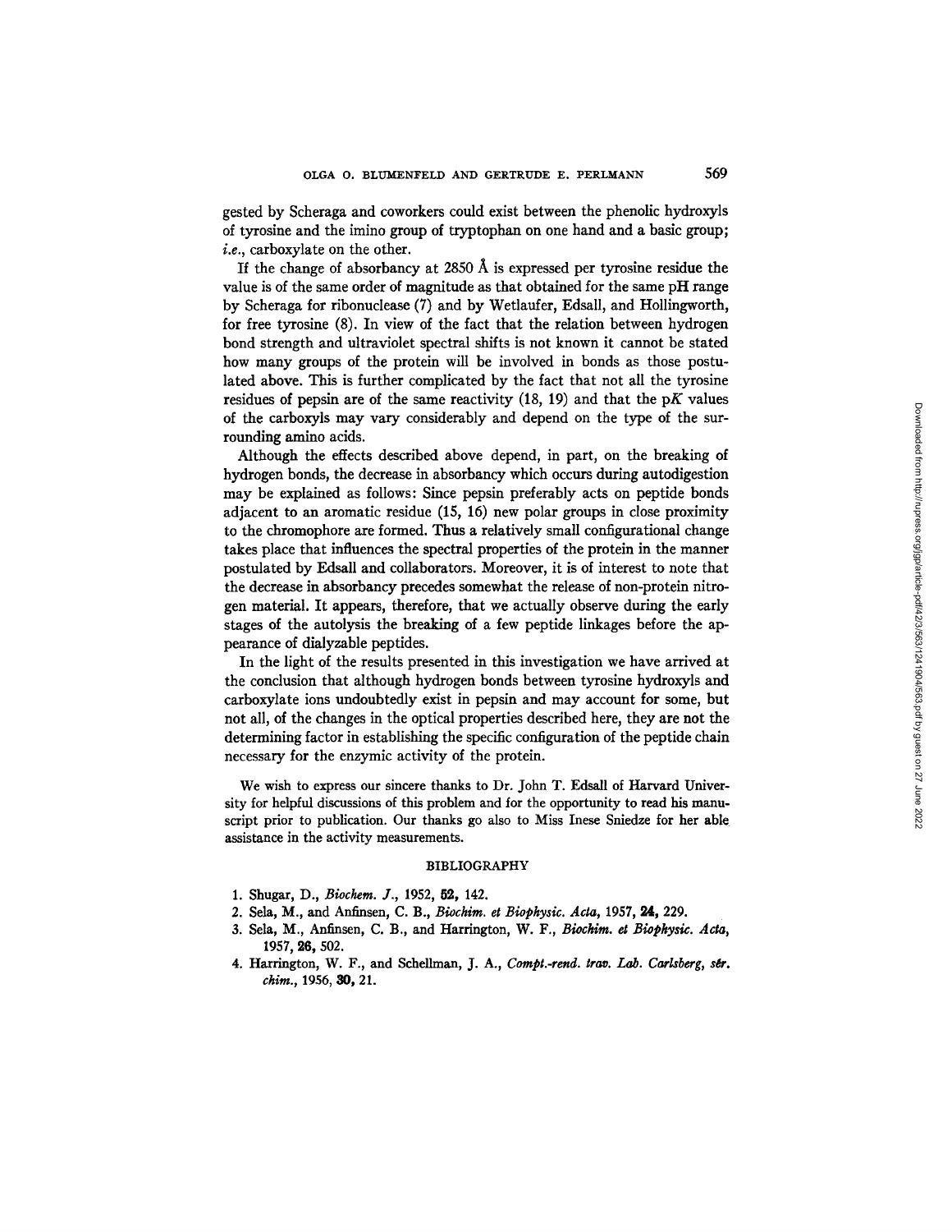gested by Scheraga and coworkers could exist between the phenolic hydroxyls of tyrosine and the imino group of tryptophan on one hand and a basic group; *i.e.*, carboxylate on the other.

If the change of absorbancy at 2850 Å is expressed per tyrosine residue the value is of the same order of magnitude as that obtained for the same pH range by Scheraga for ribonuclease (7) and by Wetlaufer, Edsall, and Hollingworth, for free tyrosine (8). In view of the fact that the relation between hydrogen bond strength and ultraviolet spectral shifts is not known it cannot be stated how many groups of the protein will be involved in bonds as those postulated above. This is further complicated by the fact that not all the tyrosine residues of pepsin are of the same reactivity (18, 19) and that the p$K$ values of the carboxyls may vary considerably and depend on the type of the surrounding amino acids.

Although the effects described above depend, in part, on the breaking of hydrogen bonds, the decrease in absorbancy which occurs during autodigestion may be explained as follows: Since pepsin preferably acts on peptide bonds adjacent to an aromatic residue (15, 16) new polar groups in close proximity to the chromophore are formed. Thus a relatively small configurational change takes place that influences the spectral properties of the protein in the manner postulated by Edsall and collaborators. Moreover, it is of interest to note that the decrease in absorbancy precedes somewhat the release of non-protein nitrogen material. It appears, therefore, that we actually observe during the early stages of the autolysis the breaking of a few peptide linkages before the appearance of dialyzable peptides.

In the light of the results presented in this investigation we have arrived at the conclusion that although hydrogen bonds between tyrosine hydroxyls and carboxylate ions undoubtedly exist in pepsin and may account for some, but not all, of the changes in the optical properties described here, they are not the determining factor in establishing the specific configuration of the peptide chain necessary for the enzymic activity of the protein.

We wish to express our sincere thanks to Dr. John T. Edsall of Harvard University for helpful discussions of this problem and for the opportunity to read his manuscript prior to publication. Our thanks go also to Miss Inese Sniedze for her able assistance in the activity measurements.

## BIBLIOGRAPHY

1. Shugar, D., *Biochem. J.*, 1952, **52,** 142.
2. Sela, M., and Anfinsen, C. B., *Biochim. et Biophysic. Acta*, 1957, **24,** 229.
3. Sela, M., Anfinsen, C. B., and Harrington, W. F., *Biochim. et Biophysic. Acta*, 1957, **26,** 502.
4. Harrington, W. F., and Schellman, J. A., *Compt.-rend. trav. Lab. Carlsberg, sér. chim.*, 1956, **30,** 21.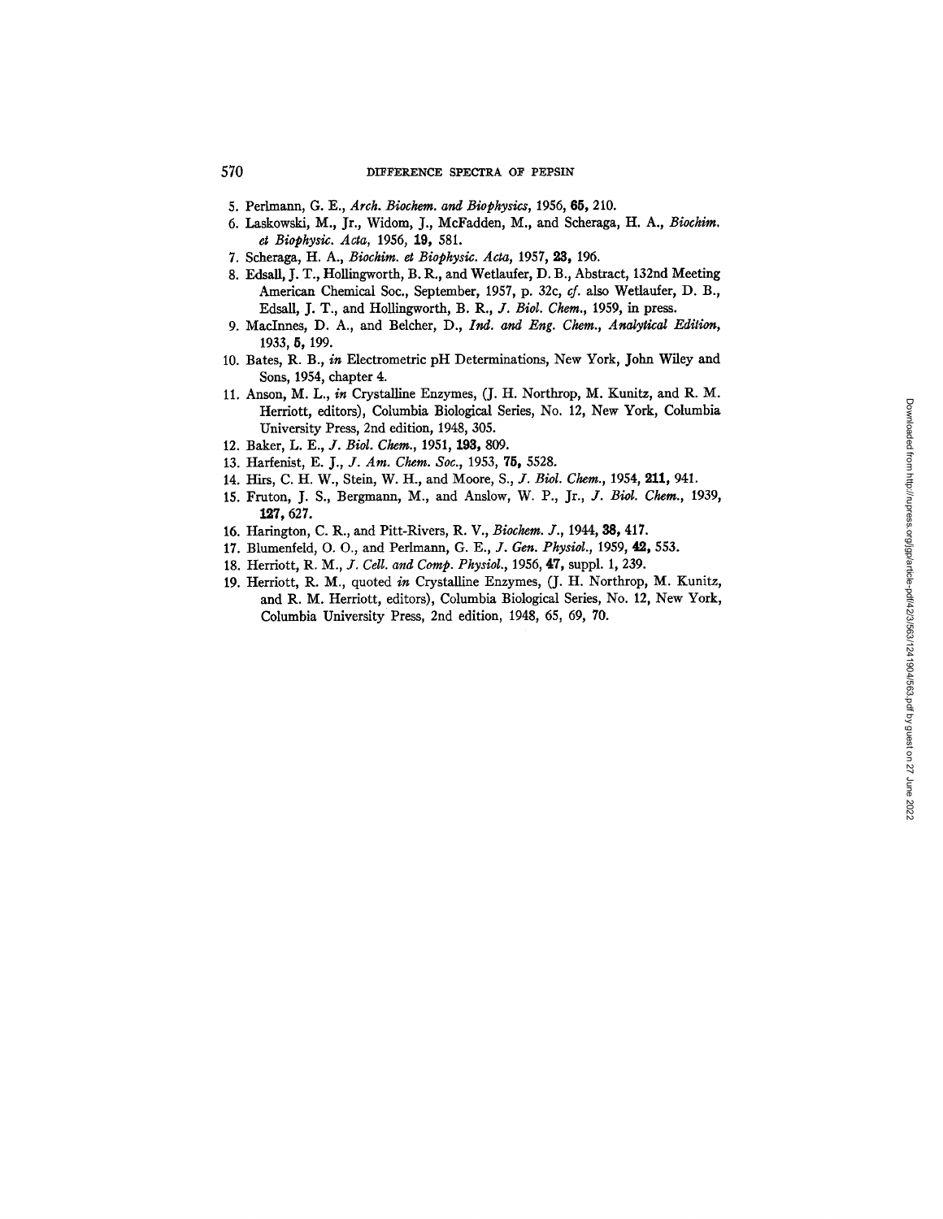5. Perlmann, G. E., *Arch. Biochem. and Biophysics*, 1956, **65,** 210.
6. Laskowski, M., Jr., Widom, J., McFadden, M., and Scheraga, H. A., *Biochim. et Biophysic. Acta*, 1956, **19,** 581.
7. Scheraga, H. A., *Biochim. et Biophysic. Acta*, 1957, **23,** 196.
8. Edsall, J. T., Hollingworth, B. R., and Wetlaufer, D. B., Abstract, 132nd Meeting American Chemical Soc., September, 1957, p. 32c, *cf.* also Wetlaufer, D. B., Edsall, J. T., and Hollingworth, B. R., *J. Biol. Chem.*, 1959, in press.
9. MacInnes, D. A., and Belcher, D., *Ind. and Eng. Chem., Analytical Edition*, 1933, **5,** 199.
10. Bates, R. B., *in* Electrometric pH Determinations, New York, John Wiley and Sons, 1954, chapter 4.
11. Anson, M. L., *in* Crystalline Enzymes, (J. H. Northrop, M. Kunitz, and R. M. Herriott, editors), Columbia Biological Series, No. 12, New York, Columbia University Press, 2nd edition, 1948, 305.
12. Baker, L. E., *J. Biol. Chem.*, 1951, **193,** 809.
13. Harfenist, E. J., *J. Am. Chem. Soc.*, 1953, **75,** 5528.
14. Hirs, C. H. W., Stein, W. H., and Moore, S., *J. Biol. Chem.*, 1954, **211,** 941.
15. Fruton, J. S., Bergmann, M., and Anslow, W. P., Jr., *J. Biol. Chem.*, 1939, **127,** 627.
16. Harington, C. R., and Pitt-Rivers, R. V., *Biochem. J.*, 1944, **38,** 417.
17. Blumenfeld, O. O., and Perlmann, G. E., *J. Gen. Physiol.*, 1959, **42,** 553.
18. Herriott, R. M., *J. Cell. and Comp. Physiol.*, 1956, **47,** suppl. 1, 239.
19. Herriott, R. M., quoted *in* Crystalline Enzymes, (J. H. Northrop, M. Kunitz, and R. M. Herriott, editors), Columbia Biological Series, No. 12, New York, Columbia University Press, 2nd edition, 1948, 65, 69, 70.